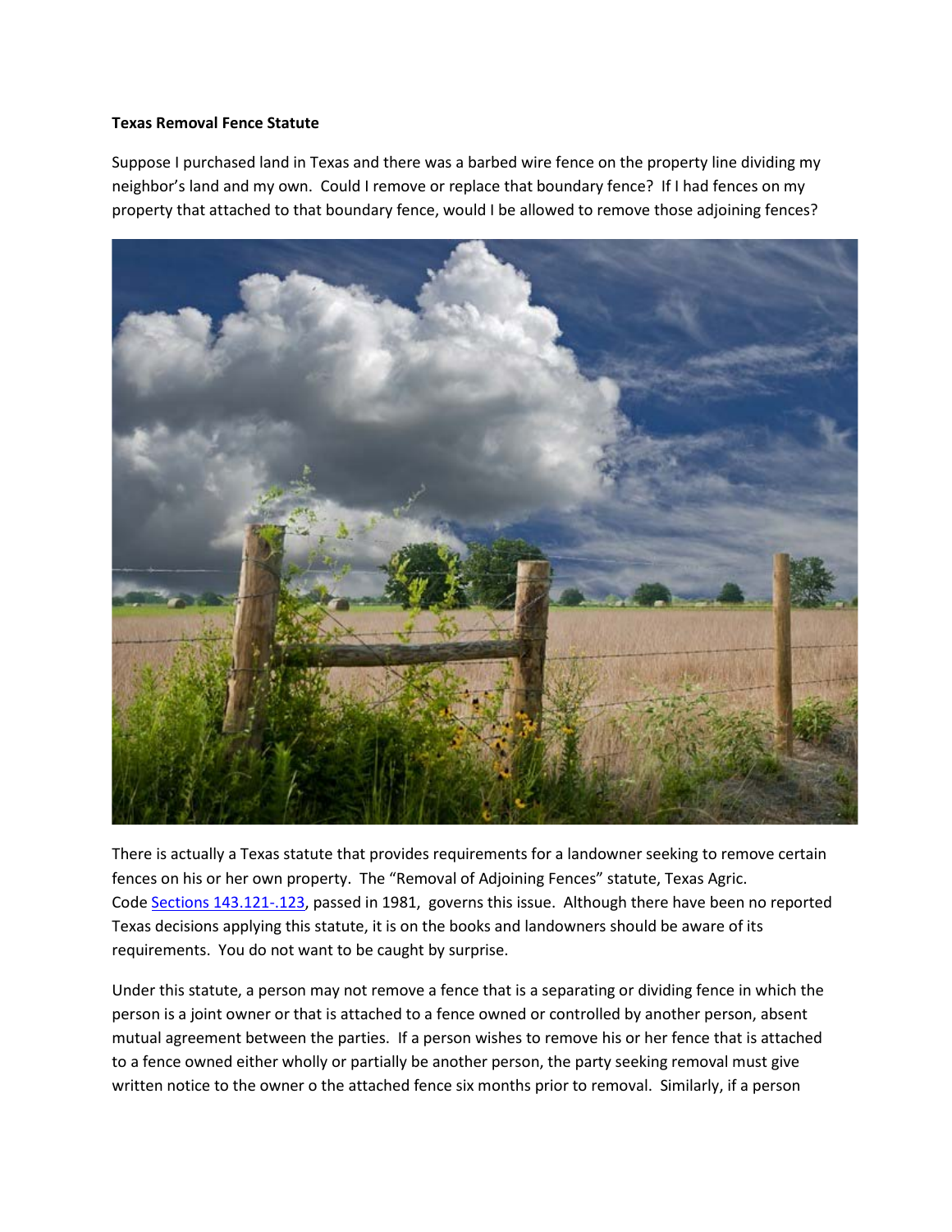**Texas Removal Fence Statute**

Suppose I purchased land in Texas and there was a barbed wire fence on the property line dividing my neighbor's land and my own. Could I remove or replace that boundary fence? If I had fences on my property that attached to that boundary fence, would I be allowed to remove those adjoining fences?

There is actually a Texas statute that provides requirements for a landowner seeking to remove certain fences on his or her own property. The "Removal of Adjoining Fences" statute, Texas Agric. Code [Sections 143.121-.123](), passed in 1981, governs this issue. Although there have been no reported Texas decisions applying this statute, it is on the books and landowners should be aware of its requirements. You do not want to be caught by surprise.

Under this statute, a person may not remove a fence that is a separating or dividing fence in which the person is a joint owner or that is attached to a fence owned or controlled by another person, absent mutual agreement between the parties. If a person wishes to remove his or her fence that is attached to a fence owned either wholly or partially be another person, the party seeking removal must give written notice to the owner o the attached fence six months prior to removal. Similarly, if a person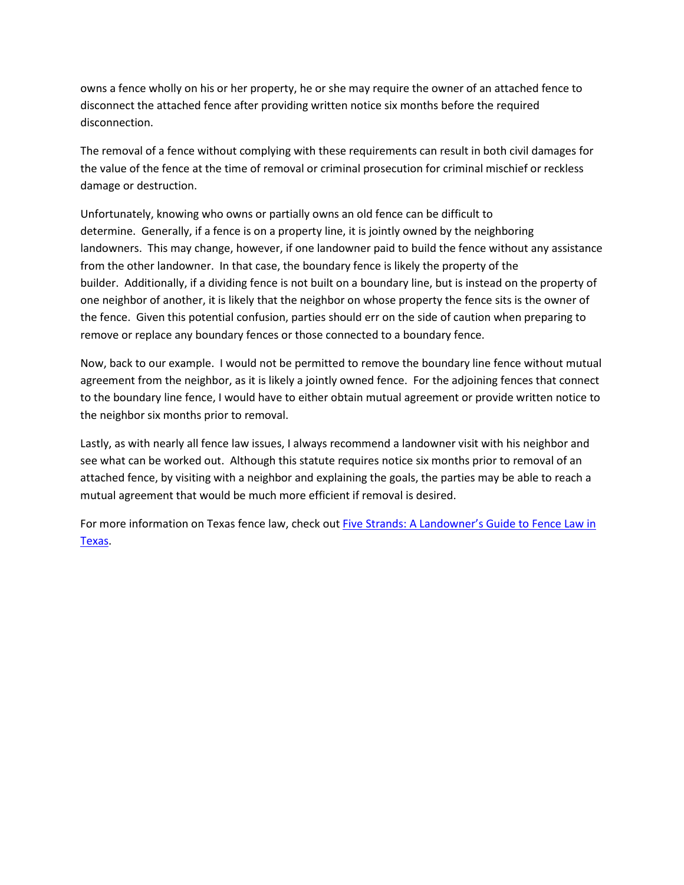owns a fence wholly on his or her property, he or she may require the owner of an attached fence to disconnect the attached fence after providing written notice six months before the required disconnection.

The removal of a fence without complying with these requirements can result in both civil damages for the value of the fence at the time of removal or criminal prosecution for criminal mischief or reckless damage or destruction.

Unfortunately, knowing who owns or partially owns an old fence can be difficult to determine. Generally, if a fence is on a property line, it is jointly owned by the neighboring landowners. This may change, however, if one landowner paid to build the fence without any assistance from the other landowner. In that case, the boundary fence is likely the property of the builder. Additionally, if a dividing fence is not built on a boundary line, but is instead on the property of one neighbor of another, it is likely that the neighbor on whose property the fence sits is the owner of the fence. Given this potential confusion, parties should err on the side of caution when preparing to remove or replace any boundary fences or those connected to a boundary fence.

Now, back to our example. I would not be permitted to remove the boundary line fence without mutual agreement from the neighbor, as it is likely a jointly owned fence. For the adjoining fences that connect to the boundary line fence, I would have to either obtain mutual agreement or provide written notice to the neighbor six months prior to removal.

Lastly, as with nearly all fence law issues, I always recommend a landowner visit with his neighbor and see what can be worked out. Although this statute requires notice six months prior to removal of an attached fence, by visiting with a neighbor and explaining the goals, the parties may be able to reach a mutual agreement that would be much more efficient if removal is desired.

For more information on Texas fence law, check out [Five Strands: A Landowner's Guide to Fence Law in Texas]().